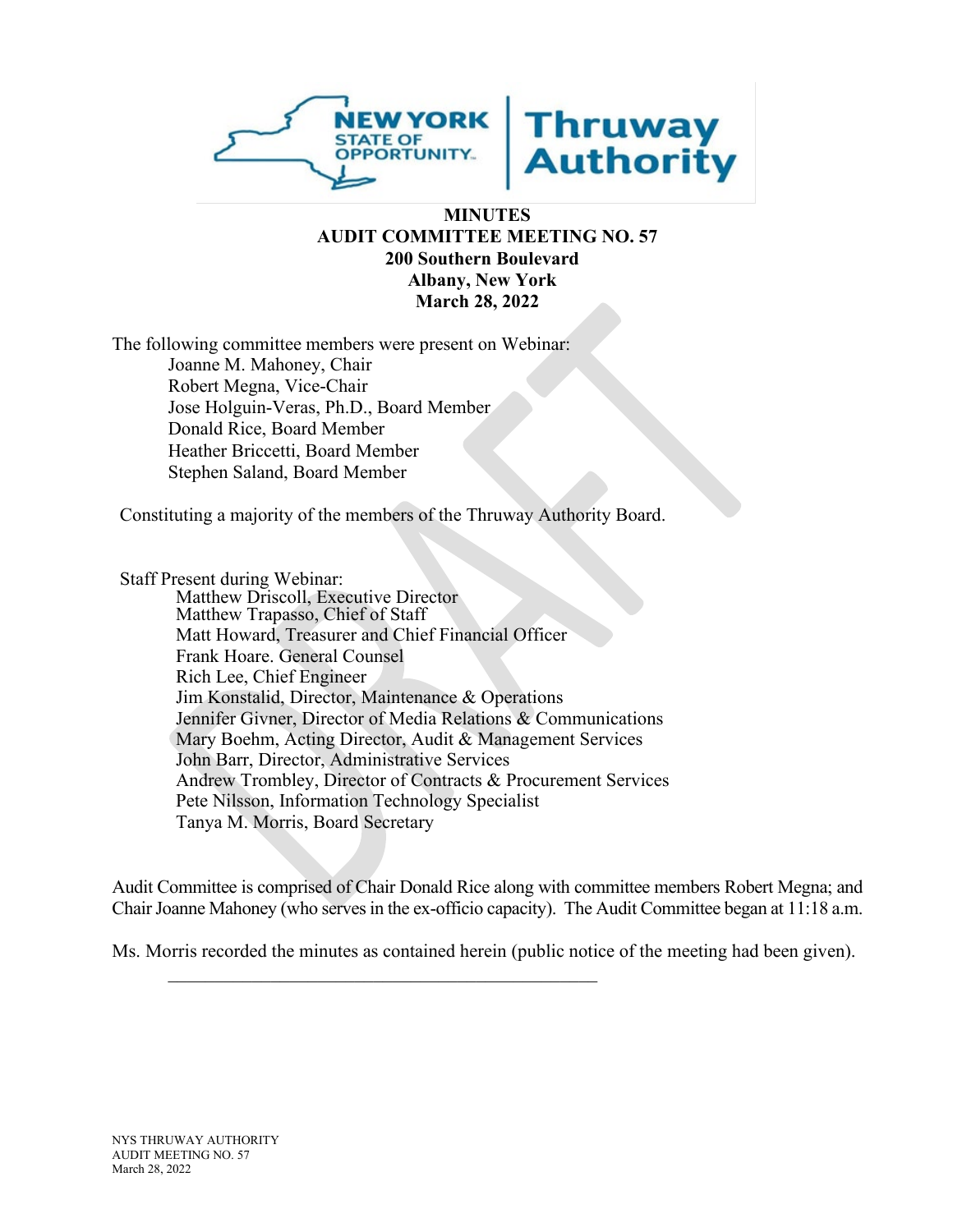**MINUTES**
**AUDIT COMMITTEE MEETING NO. 57**
**200 Southern Boulevard**
**Albany, New York**
**March 28, 2022**

The following committee members were present on Webinar:

Joanne M. Mahoney, Chair
Robert Megna, Vice-Chair
Jose Holguin-Veras, Ph.D., Board Member
Donald Rice, Board Member
Heather Briccetti, Board Member
Stephen Saland, Board Member

Constituting a majority of the members of the Thruway Authority Board.

Staff Present during Webinar:

Matthew Driscoll, Executive Director
Matthew Trapasso, Chief of Staff
Matt Howard, Treasurer and Chief Financial Officer
Frank Hoare. General Counsel
Rich Lee, Chief Engineer
Jim Konstalid, Director, Maintenance & Operations
Jennifer Givner, Director of Media Relations & Communications
Mary Boehm, Acting Director, Audit & Management Services
John Barr, Director, Administrative Services
Andrew Trombley, Director of Contracts & Procurement Services
Pete Nilsson, Information Technology Specialist
Tanya M. Morris, Board Secretary

Audit Committee is comprised of Chair Donald Rice along with committee members Robert Megna; and Chair Joanne Mahoney (who serves in the ex-officio capacity). The Audit Committee began at 11:18 a.m.

Ms. Morris recorded the minutes as contained herein (public notice of the meeting had been given).

---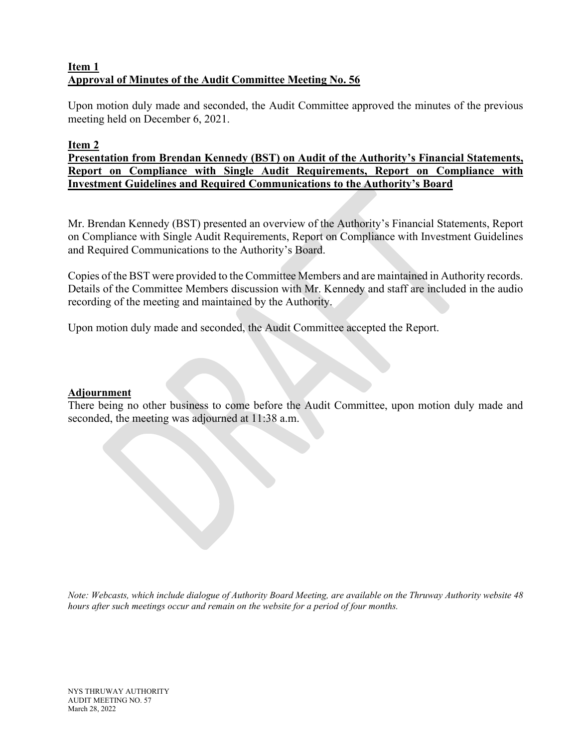**Item 1**
**Approval of Minutes of the Audit Committee Meeting No. 56**

Upon motion duly made and seconded, the Audit Committee approved the minutes of the previous meeting held on December 6, 2021.

**Item 2**
**Presentation from Brendan Kennedy (BST) on Audit of the Authority's Financial Statements, Report on Compliance with Single Audit Requirements, Report on Compliance with Investment Guidelines and Required Communications to the Authority's Board**

Mr. Brendan Kennedy (BST) presented an overview of the Authority's Financial Statements, Report on Compliance with Single Audit Requirements, Report on Compliance with Investment Guidelines and Required Communications to the Authority's Board.

Copies of the BST were provided to the Committee Members and are maintained in Authority records. Details of the Committee Members discussion with Mr. Kennedy and staff are included in the audio recording of the meeting and maintained by the Authority.

Upon motion duly made and seconded, the Audit Committee accepted the Report.

**Adjournment**
There being no other business to come before the Audit Committee, upon motion duly made and seconded, the meeting was adjourned at 11:38 a.m.

*Note: Webcasts, which include dialogue of Authority Board Meeting, are available on the Thruway Authority website 48 hours after such meetings occur and remain on the website for a period of four months.*